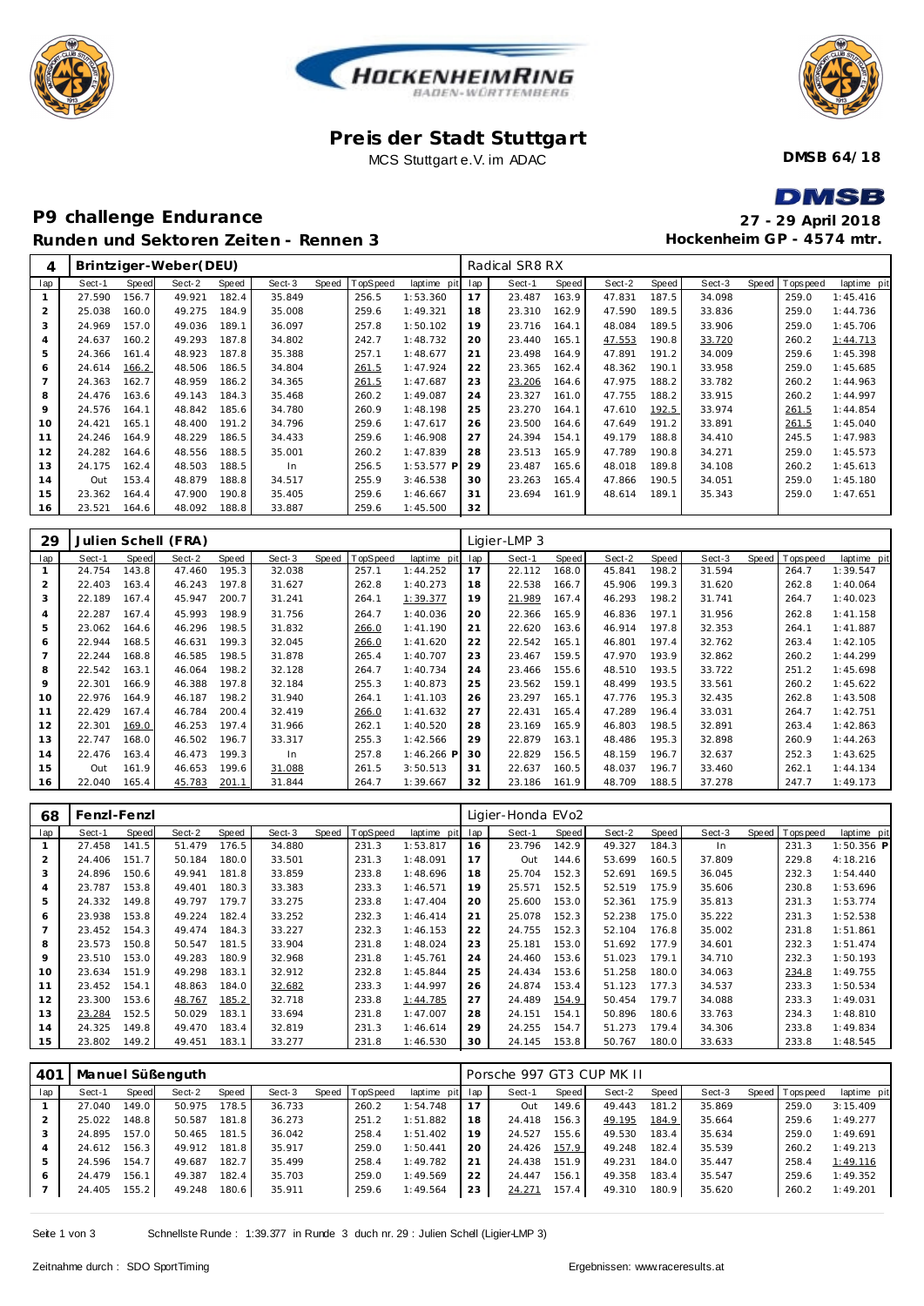# Preis der Stadt Stuttgart

MCS Stuttgart e.V. im ADAC

**DMSB 64/18**

## P9 challenge Endurance

**Runden und Sektoren Zeiten - Rennen 3**

**27 - 29 April 2018**
**Hockenheim GP - 4574 mtr.**

| 4 | Brintziger-Weber(DEU) | | | | | | | | Radical SR8 RX | | | | | | | | |
|---|---|---|---|---|---|---|---|---|---|---|---|---|---|---|---|---|---|
| lap | Sect-1 | Speed | Sect-2 | Speed | Sect-3 | Speed | TopSpeed | laptime pit | lap | Sect-1 | Speed | Sect-2 | Speed | Sect-3 | Speed | Topspeed | laptime pit |
| 1 | 27.590 | 156.7 | 49.921 | 182.4 | 35.849 | | 256.5 | 1:53.360 | 17 | 23.487 | 163.9 | 47.831 | 187.5 | 34.098 | | 259.0 | 1:45.416 |
| 2 | 25.038 | 160.0 | 49.275 | 184.9 | 35.008 | | 259.6 | 1:49.321 | 18 | 23.310 | 162.9 | 47.590 | 189.5 | 33.836 | | 259.0 | 1:44.736 |
| 3 | 24.969 | 157.0 | 49.036 | 189.1 | 36.097 | | 257.8 | 1:50.102 | 19 | 23.716 | 164.1 | 48.084 | 189.5 | 33.906 | | 259.0 | 1:45.706 |
| 4 | 24.637 | 160.2 | 49.293 | 187.8 | 34.802 | | 242.7 | 1:48.732 | 20 | 23.440 | 165.1 | 47.553 | 190.8 | 33.720 | | 260.2 | 1:44.713 |
| 5 | 24.366 | 161.4 | 48.923 | 187.8 | 35.388 | | 257.1 | 1:48.677 | 21 | 23.498 | 164.9 | 47.891 | 191.2 | 34.009 | | 259.6 | 1:45.398 |
| 6 | 24.614 | 166.2 | 48.506 | 186.5 | 34.804 | | 261.5 | 1:47.924 | 22 | 23.365 | 162.4 | 48.362 | 190.1 | 33.958 | | 259.0 | 1:45.685 |
| 7 | 24.363 | 162.7 | 48.959 | 186.2 | 34.365 | | 261.5 | 1:47.687 | 23 | 23.206 | 164.6 | 47.975 | 188.2 | 33.782 | | 260.2 | 1:44.963 |
| 8 | 24.476 | 163.6 | 49.143 | 184.3 | 35.468 | | 260.2 | 1:49.087 | 24 | 23.327 | 161.0 | 47.755 | 188.2 | 33.915 | | 260.2 | 1:44.997 |
| 9 | 24.576 | 164.1 | 48.842 | 185.6 | 34.780 | | 260.9 | 1:48.198 | 25 | 23.270 | 164.1 | 47.610 | 192.5 | 33.974 | | 261.5 | 1:44.854 |
| 10 | 24.421 | 165.1 | 48.400 | 191.2 | 34.796 | | 259.6 | 1:47.617 | 26 | 23.500 | 164.6 | 47.649 | 191.2 | 33.891 | | 261.5 | 1:45.040 |
| 11 | 24.246 | 164.9 | 48.229 | 186.5 | 34.433 | | 259.6 | 1:46.908 | 27 | 24.394 | 154.1 | 49.179 | 188.8 | 34.410 | | 245.5 | 1:47.983 |
| 12 | 24.282 | 164.6 | 48.556 | 188.5 | 35.001 | | 260.2 | 1:47.839 | 28 | 23.513 | 165.9 | 47.789 | 190.8 | 34.271 | | 259.0 | 1:45.573 |
| 13 | 24.175 | 162.4 | 48.503 | 188.5 | In | | 256.5 | 1:53.577 P | 29 | 23.487 | 165.6 | 48.018 | 189.8 | 34.108 | | 260.2 | 1:45.613 |
| 14 | Out | 153.4 | 48.879 | 188.8 | 34.517 | | 255.9 | 3:46.538 | 30 | 23.263 | 165.4 | 47.866 | 190.5 | 34.051 | | 259.0 | 1:45.180 |
| 15 | 23.362 | 164.4 | 47.900 | 190.8 | 35.405 | | 259.6 | 1:46.667 | 31 | 23.694 | 161.9 | 48.614 | 189.1 | 35.343 | | 259.0 | 1:47.651 |
| 16 | 23.521 | 164.6 | 48.092 | 188.8 | 33.887 | | 259.6 | 1:45.500 | 32 | | | | | | | | |

| 29 | Julien Schell (FRA) | | | | | | | | Ligier-LMP 3 | | | | | | | | |
|---|---|---|---|---|---|---|---|---|---|---|---|---|---|---|---|---|---|
| lap | Sect-1 | Speed | Sect-2 | Speed | Sect-3 | Speed | TopSpeed | laptime pit | lap | Sect-1 | Speed | Sect-2 | Speed | Sect-3 | Speed | Topspeed | laptime pit |
| 1 | 24.754 | 143.8 | 47.460 | 195.3 | 32.038 | | 257.1 | 1:44.252 | 17 | 22.112 | 168.0 | 45.841 | 198.2 | 31.594 | | 264.7 | 1:39.547 |
| 2 | 22.403 | 163.4 | 46.243 | 197.8 | 31.627 | | 262.8 | 1:40.273 | 18 | 22.538 | 166.7 | 45.906 | 199.3 | 31.620 | | 262.8 | 1:40.064 |
| 3 | 22.189 | 167.4 | 45.947 | 200.7 | 31.241 | | 264.1 | 1:39.377 | 19 | 21.989 | 167.4 | 46.293 | 198.2 | 31.741 | | 264.7 | 1:40.023 |
| 4 | 22.287 | 167.4 | 45.993 | 198.9 | 31.756 | | 264.7 | 1:40.036 | 20 | 22.366 | 165.9 | 46.836 | 197.1 | 31.956 | | 262.8 | 1:41.158 |
| 5 | 23.062 | 164.6 | 46.296 | 198.5 | 31.832 | | 266.0 | 1:41.190 | 21 | 22.620 | 163.6 | 46.914 | 197.8 | 32.353 | | 264.1 | 1:41.887 |
| 6 | 22.944 | 168.5 | 46.631 | 199.3 | 32.045 | | 266.0 | 1:41.620 | 22 | 22.542 | 165.1 | 46.801 | 197.4 | 32.762 | | 263.4 | 1:42.105 |
| 7 | 22.244 | 168.8 | 46.585 | 198.5 | 31.878 | | 265.4 | 1:40.707 | 23 | 23.467 | 159.5 | 47.970 | 193.9 | 32.862 | | 260.2 | 1:44.299 |
| 8 | 22.542 | 163.1 | 46.064 | 198.2 | 32.128 | | 264.7 | 1:40.734 | 24 | 23.466 | 155.6 | 48.510 | 193.5 | 33.722 | | 251.2 | 1:45.698 |
| 9 | 22.301 | 166.9 | 46.388 | 197.8 | 32.184 | | 255.3 | 1:40.873 | 25 | 23.562 | 159.1 | 48.499 | 193.5 | 33.561 | | 260.2 | 1:45.622 |
| 10 | 22.976 | 164.9 | 46.187 | 198.2 | 31.940 | | 264.1 | 1:41.103 | 26 | 23.297 | 165.1 | 47.776 | 195.3 | 32.435 | | 262.8 | 1:43.508 |
| 11 | 22.429 | 167.4 | 46.784 | 200.4 | 32.419 | | 266.0 | 1:41.632 | 27 | 22.431 | 165.4 | 47.289 | 196.4 | 33.031 | | 264.7 | 1:42.751 |
| 12 | 22.301 | 169.0 | 46.253 | 197.4 | 31.966 | | 262.1 | 1:40.520 | 28 | 23.169 | 165.9 | 46.803 | 198.5 | 32.891 | | 263.4 | 1:42.863 |
| 13 | 22.747 | 168.0 | 46.502 | 196.7 | 33.317 | | 255.3 | 1:42.566 | 29 | 22.879 | 163.1 | 48.486 | 195.3 | 32.898 | | 260.9 | 1:44.263 |
| 14 | 22.476 | 163.4 | 46.473 | 199.3 | In | | 257.8 | 1:46.266 P | 30 | 22.829 | 156.5 | 48.159 | 196.7 | 32.637 | | 252.3 | 1:43.625 |
| 15 | Out | 161.9 | 46.653 | 199.6 | 31.088 | | 261.5 | 3:50.513 | 31 | 22.637 | 160.5 | 48.037 | 196.7 | 33.460 | | 262.1 | 1:44.134 |
| 16 | 22.040 | 165.4 | 45.783 | 201.1 | 31.844 | | 264.7 | 1:39.667 | 32 | 23.186 | 161.9 | 48.709 | 188.5 | 37.278 | | 247.7 | 1:49.173 |

| 68 | Fenzl-Fenzl | | | | | | | | Ligier-Honda EVo2 | | | | | | | | |
|---|---|---|---|---|---|---|---|---|---|---|---|---|---|---|---|---|---|
| lap | Sect-1 | Speed | Sect-2 | Speed | Sect-3 | Speed | TopSpeed | laptime pit | lap | Sect-1 | Speed | Sect-2 | Speed | Sect-3 | Speed | Topspeed | laptime pit |
| 1 | 27.458 | 141.5 | 51.479 | 176.5 | 34.880 | | 231.3 | 1:53.817 | 16 | 23.796 | 142.9 | 49.327 | 184.3 | In | | 231.3 | 1:50.356 P |
| 2 | 24.406 | 151.7 | 50.184 | 180.0 | 33.501 | | 231.3 | 1:48.091 | 17 | Out | 144.6 | 53.699 | 160.5 | 37.809 | | 229.8 | 4:18.216 |
| 3 | 24.896 | 150.6 | 49.941 | 181.8 | 33.859 | | 233.8 | 1:48.696 | 18 | 25.704 | 152.3 | 52.691 | 169.5 | 36.045 | | 232.3 | 1:54.440 |
| 4 | 23.787 | 153.8 | 49.401 | 180.3 | 33.383 | | 233.3 | 1:46.571 | 19 | 25.571 | 152.5 | 52.519 | 175.9 | 35.606 | | 230.8 | 1:53.696 |
| 5 | 24.332 | 149.8 | 49.797 | 179.7 | 33.275 | | 233.8 | 1:47.404 | 20 | 25.600 | 153.0 | 52.361 | 175.9 | 35.813 | | 231.3 | 1:53.774 |
| 6 | 23.938 | 153.8 | 49.224 | 182.4 | 33.252 | | 232.3 | 1:46.414 | 21 | 25.078 | 152.3 | 52.238 | 175.0 | 35.222 | | 231.3 | 1:52.538 |
| 7 | 23.452 | 154.3 | 49.474 | 184.3 | 33.227 | | 232.3 | 1:46.153 | 22 | 24.755 | 152.3 | 52.104 | 176.8 | 35.002 | | 231.8 | 1:51.861 |
| 8 | 23.573 | 150.8 | 50.547 | 181.5 | 33.904 | | 231.8 | 1:48.024 | 23 | 25.181 | 153.0 | 51.692 | 177.9 | 34.601 | | 232.3 | 1:51.474 |
| 9 | 23.510 | 153.0 | 49.283 | 180.9 | 32.968 | | 231.8 | 1:45.761 | 24 | 24.460 | 153.6 | 51.023 | 179.1 | 34.710 | | 232.3 | 1:50.193 |
| 10 | 23.634 | 151.9 | 49.298 | 183.1 | 32.912 | | 232.8 | 1:45.844 | 25 | 24.434 | 153.6 | 51.258 | 180.0 | 34.063 | | 234.8 | 1:49.755 |
| 11 | 23.452 | 154.1 | 48.863 | 184.0 | 32.682 | | 233.3 | 1:44.997 | 26 | 24.874 | 153.4 | 51.123 | 177.3 | 34.537 | | 233.3 | 1:50.534 |
| 12 | 23.300 | 153.6 | 48.767 | 185.2 | 32.718 | | 233.8 | 1:44.785 | 27 | 24.489 | 154.9 | 50.454 | 179.7 | 34.088 | | 233.3 | 1:49.031 |
| 13 | 23.284 | 152.5 | 50.029 | 183.1 | 33.694 | | 231.8 | 1:47.007 | 28 | 24.151 | 154.1 | 50.896 | 180.6 | 33.763 | | 234.3 | 1:48.810 |
| 14 | 24.325 | 149.8 | 49.470 | 183.4 | 32.819 | | 231.3 | 1:46.614 | 29 | 24.255 | 154.7 | 51.273 | 179.4 | 34.306 | | 233.8 | 1:49.834 |
| 15 | 23.802 | 149.2 | 49.451 | 183.1 | 33.277 | | 231.8 | 1:46.530 | 30 | 24.145 | 153.8 | 50.767 | 180.0 | 33.633 | | 233.8 | 1:48.545 |

| 401 | Manuel Süßenguth | | | | | | | | Porsche 997 GT3 CUP MK II | | | | | | | | |
|---|---|---|---|---|---|---|---|---|---|---|---|---|---|---|---|---|---|
| lap | Sect-1 | Speed | Sect-2 | Speed | Sect-3 | Speed | TopSpeed | laptime pit | lap | Sect-1 | Speed | Sect-2 | Speed | Sect-3 | Speed | Topspeed | laptime pit |
| 1 | 27.040 | 149.0 | 50.975 | 178.5 | 36.733 | | 260.2 | 1:54.748 | 17 | Out | 149.6 | 49.443 | 181.2 | 35.869 | | 259.0 | 3:15.409 |
| 2 | 25.022 | 148.8 | 50.587 | 181.8 | 36.273 | | 251.2 | 1:51.882 | 18 | 24.418 | 156.3 | 49.195 | 184.9 | 35.664 | | 259.6 | 1:49.277 |
| 3 | 24.895 | 157.0 | 50.465 | 181.5 | 36.042 | | 258.4 | 1:51.402 | 19 | 24.527 | 155.6 | 49.530 | 183.4 | 35.634 | | 259.0 | 1:49.691 |
| 4 | 24.612 | 156.3 | 49.912 | 181.8 | 35.917 | | 259.0 | 1:50.441 | 20 | 24.426 | 157.9 | 49.248 | 182.4 | 35.539 | | 260.2 | 1:49.213 |
| 5 | 24.596 | 154.7 | 49.687 | 182.7 | 35.499 | | 258.4 | 1:49.782 | 21 | 24.438 | 151.9 | 49.231 | 184.0 | 35.447 | | 258.4 | 1:49.116 |
| 6 | 24.479 | 156.1 | 49.387 | 182.4 | 35.703 | | 259.0 | 1:49.569 | 22 | 24.447 | 156.1 | 49.358 | 183.4 | 35.547 | | 259.6 | 1:49.352 |
| 7 | 24.405 | 155.2 | 49.248 | 180.6 | 35.911 | | 259.6 | 1:49.564 | 23 | 24.271 | 157.4 | 49.310 | 180.9 | 35.620 | | 260.2 | 1:49.201 |

Schnellste Runde : 1:39.377 in Runde 3 duch nr. 29 : Julien Schell (Ligier-LMP 3)

Zeitnahme durch : SDO SportTiming

Ergebnissen: www.raceresults.at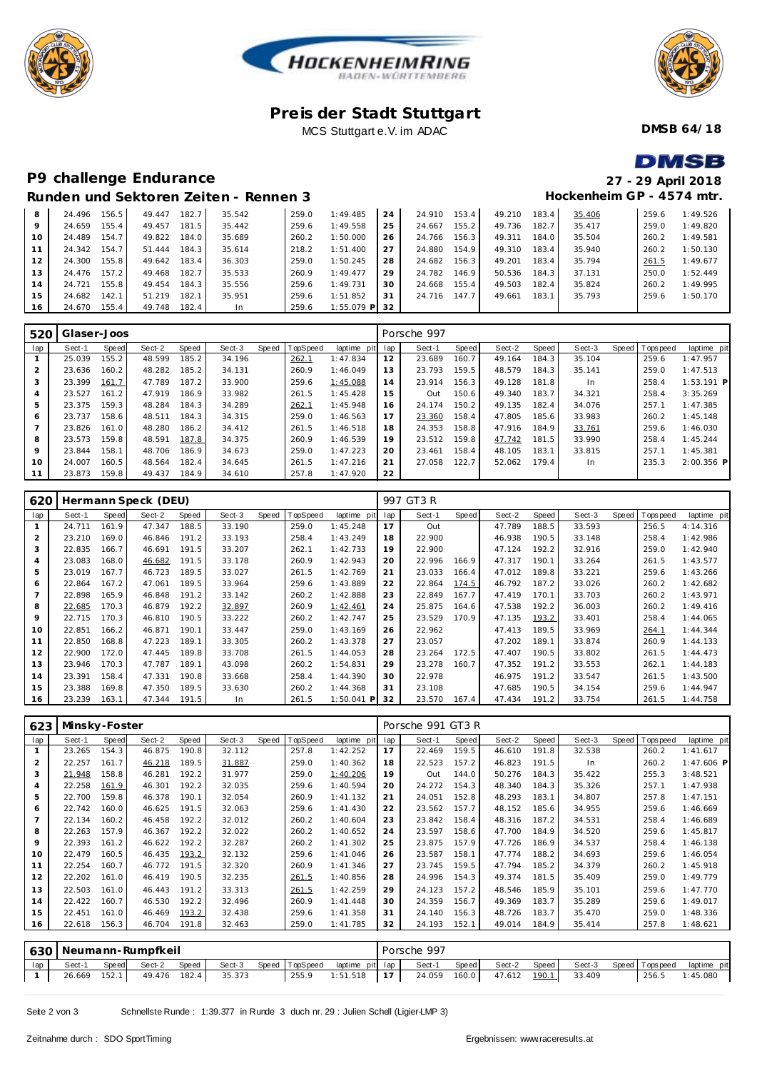# Preis der Stadt Stuttgart

MCS Stuttgart e.V. im ADAC

**DMSB 64/18**

## P9 challenge Endurance

**27 - 29 April 2018**

### Runden und Sektoren Zeiten - Rennen 3

**Hockenheim GP - 4574 mtr.**

| lap | Sect-1 | Speed | Sect-2 | Speed | Sect-3 | Speed | TopSpeed | laptime pit | lap | Sect-1 | Speed | Sect-2 | Speed | Sect-3 | Speed | Topspeed | laptime pit |
|---|---|---|---|---|---|---|---|---|---|---|---|---|---|---|---|---|---|
| 8 | 24.496 | 156.5 | 49.447 | 182.7 | 35.542 | | 259.0 | 1:49.485 | 24 | 24.910 | 153.4 | 49.210 | 183.4 | 35.406 | | 259.6 | 1:49.526 |
| 9 | 24.659 | 155.4 | 49.457 | 181.5 | 35.442 | | 259.6 | 1:49.558 | 25 | 24.667 | 155.2 | 49.736 | 182.7 | 35.417 | | 259.0 | 1:49.820 |
| 10 | 24.489 | 154.7 | 49.822 | 184.0 | 35.689 | | 260.2 | 1:50.000 | 26 | 24.766 | 156.3 | 49.311 | 184.0 | 35.504 | | 260.2 | 1:49.581 |
| 11 | 24.342 | 154.7 | 51.444 | 184.3 | 35.614 | | 218.2 | 1:51.400 | 27 | 24.880 | 154.9 | 49.310 | 183.4 | 35.940 | | 260.2 | 1:50.130 |
| 12 | 24.300 | 155.8 | 49.642 | 183.4 | 36.303 | | 259.0 | 1:50.245 | 28 | 24.682 | 156.3 | 49.201 | 183.4 | 35.794 | | 261.5 | 1:49.677 |
| 13 | 24.476 | 157.2 | 49.468 | 182.7 | 35.533 | | 260.9 | 1:49.477 | 29 | 24.782 | 146.9 | 50.536 | 184.3 | 37.131 | | 250.0 | 1:52.449 |
| 14 | 24.721 | 155.8 | 49.454 | 184.3 | 35.556 | | 259.6 | 1:49.731 | 30 | 24.668 | 155.4 | 49.503 | 182.4 | 35.824 | | 260.2 | 1:49.995 |
| 15 | 24.682 | 142.1 | 51.219 | 182.1 | 35.951 | | 259.6 | 1:51.852 | 31 | 24.716 | 147.7 | 49.661 | 183.1 | 35.793 | | 259.6 | 1:50.170 |
| 16 | 24.670 | 155.4 | 49.748 | 182.4 | In | | 259.6 | 1:55.079 P | 32 | | | | | | | | |

**520 Glaser-Joos** — Porsche 997

| lap | Sect-1 | Speed | Sect-2 | Speed | Sect-3 | Speed | TopSpeed | laptime pit | lap | Sect-1 | Speed | Sect-2 | Speed | Sect-3 | Speed | Topspeed | laptime pit |
|---|---|---|---|---|---|---|---|---|---|---|---|---|---|---|---|---|---|
| 1 | 25.039 | 155.2 | 48.599 | 185.2 | 34.196 | | 262.1 | 1:47.834 | 12 | 23.689 | 160.7 | 49.164 | 184.3 | 35.104 | | 259.6 | 1:47.957 |
| 2 | 23.636 | 160.2 | 48.282 | 185.2 | 34.131 | | 260.9 | 1:46.049 | 13 | 23.793 | 159.5 | 48.579 | 184.3 | 35.141 | | 259.0 | 1:47.513 |
| 3 | 23.399 | 161.7 | 47.789 | 187.2 | 33.900 | | 259.6 | 1:45.088 | 14 | 23.914 | 156.3 | 49.128 | 181.8 | In | | 258.4 | 1:53.191 P |
| 4 | 23.527 | 161.2 | 47.919 | 186.9 | 33.982 | | 261.5 | 1:45.428 | 15 | Out | 150.6 | 49.340 | 183.7 | 34.321 | | 258.4 | 3:35.269 |
| 5 | 23.375 | 159.3 | 48.284 | 184.3 | 34.289 | | 262.1 | 1:45.948 | 16 | 24.174 | 150.2 | 49.135 | 182.4 | 34.076 | | 257.1 | 1:47.385 |
| 6 | 23.737 | 158.6 | 48.511 | 184.3 | 34.315 | | 259.0 | 1:46.563 | 17 | 23.360 | 158.4 | 47.805 | 185.6 | 33.983 | | 260.2 | 1:45.148 |
| 7 | 23.826 | 161.0 | 48.280 | 186.2 | 34.412 | | 261.5 | 1:46.518 | 18 | 24.353 | 158.8 | 47.916 | 184.9 | 33.761 | | 259.6 | 1:46.030 |
| 8 | 23.573 | 159.8 | 48.591 | 187.8 | 34.375 | | 260.9 | 1:46.539 | 19 | 23.512 | 159.8 | 47.742 | 181.5 | 33.990 | | 258.4 | 1:45.244 |
| 9 | 23.844 | 158.1 | 48.706 | 186.9 | 34.673 | | 259.0 | 1:47.223 | 20 | 23.461 | 158.4 | 48.105 | 183.1 | 33.815 | | 257.1 | 1:45.381 |
| 10 | 24.007 | 160.5 | 48.564 | 182.4 | 34.645 | | 261.5 | 1:47.216 | 21 | 27.058 | 122.7 | 52.062 | 179.4 | In | | 235.3 | 2:00.356 P |
| 11 | 23.873 | 159.8 | 49.437 | 184.9 | 34.610 | | 257.8 | 1:47.920 | 22 | | | | | | | | |

**620 Hermann Speck (DEU)** — 997 GT3 R

| lap | Sect-1 | Speed | Sect-2 | Speed | Sect-3 | Speed | TopSpeed | laptime pit | lap | Sect-1 | Speed | Sect-2 | Speed | Sect-3 | Speed | Topspeed | laptime pit |
|---|---|---|---|---|---|---|---|---|---|---|---|---|---|---|---|---|---|
| 1 | 24.711 | 161.9 | 47.347 | 188.5 | 33.190 | | 259.0 | 1:45.248 | 17 | Out | | 47.789 | 188.5 | 33.593 | | 256.5 | 4:14.316 |
| 2 | 23.210 | 169.0 | 46.846 | 191.2 | 33.193 | | 258.4 | 1:43.249 | 18 | 22.900 | | 46.938 | 190.5 | 33.148 | | 258.4 | 1:42.986 |
| 3 | 22.835 | 166.7 | 46.691 | 191.5 | 33.207 | | 262.1 | 1:42.733 | 19 | 22.900 | | 47.124 | 192.2 | 32.916 | | 259.0 | 1:42.940 |
| 4 | 23.083 | 168.0 | 46.682 | 191.5 | 33.178 | | 260.9 | 1:42.943 | 20 | 22.996 | 166.9 | 47.317 | 190.1 | 33.264 | | 261.5 | 1:43.577 |
| 5 | 23.019 | 167.7 | 46.723 | 189.5 | 33.027 | | 261.5 | 1:42.769 | 21 | 23.033 | 166.4 | 47.012 | 189.8 | 33.221 | | 259.6 | 1:43.266 |
| 6 | 22.864 | 167.2 | 47.061 | 189.5 | 33.964 | | 259.6 | 1:43.889 | 22 | 22.864 | 174.5 | 46.792 | 187.2 | 33.026 | | 260.2 | 1:42.682 |
| 7 | 22.898 | 165.9 | 46.848 | 191.2 | 33.142 | | 260.2 | 1:42.888 | 23 | 22.849 | 167.7 | 47.419 | 170.1 | 33.703 | | 260.2 | 1:43.971 |
| 8 | 22.685 | 170.3 | 46.879 | 192.2 | 32.897 | | 260.9 | 1:42.461 | 24 | 25.875 | 164.6 | 47.538 | 192.2 | 36.003 | | 260.2 | 1:49.416 |
| 9 | 22.715 | 170.3 | 46.810 | 190.5 | 33.222 | | 260.2 | 1:42.747 | 25 | 23.529 | 170.9 | 47.135 | 193.2 | 33.401 | | 258.4 | 1:44.065 |
| 10 | 22.851 | 166.2 | 46.871 | 190.1 | 33.447 | | 259.0 | 1:43.169 | 26 | 22.962 | | 47.413 | 189.5 | 33.969 | | 264.1 | 1:44.344 |
| 11 | 22.850 | 168.8 | 47.223 | 189.1 | 33.305 | | 260.2 | 1:43.378 | 27 | 23.057 | | 47.202 | 189.1 | 33.874 | | 260.9 | 1:44.133 |
| 12 | 22.900 | 172.0 | 47.445 | 189.8 | 33.708 | | 261.5 | 1:44.053 | 28 | 23.264 | 172.5 | 47.407 | 190.5 | 33.802 | | 261.5 | 1:44.473 |
| 13 | 23.946 | 170.3 | 47.787 | 189.1 | 43.098 | | 260.2 | 1:54.831 | 29 | 23.278 | 160.7 | 47.352 | 191.2 | 33.553 | | 262.1 | 1:44.183 |
| 14 | 23.391 | 158.4 | 47.331 | 190.8 | 33.668 | | 258.4 | 1:44.390 | 30 | 22.978 | | 46.975 | 191.2 | 33.547 | | 261.5 | 1:43.500 |
| 15 | 23.388 | 169.8 | 47.350 | 189.5 | 33.630 | | 260.2 | 1:44.368 | 31 | 23.108 | | 47.685 | 190.5 | 34.154 | | 259.6 | 1:44.947 |
| 16 | 23.239 | 163.1 | 47.344 | 191.5 | In | | 261.5 | 1:50.041 P | 32 | 23.570 | 167.4 | 47.434 | 191.2 | 33.754 | | 261.5 | 1:44.758 |

**623 Minsky-Foster** — Porsche 991 GT3 R

| lap | Sect-1 | Speed | Sect-2 | Speed | Sect-3 | Speed | TopSpeed | laptime pit | lap | Sect-1 | Speed | Sect-2 | Speed | Sect-3 | Speed | Topspeed | laptime pit |
|---|---|---|---|---|---|---|---|---|---|---|---|---|---|---|---|---|---|
| 1 | 23.265 | 154.3 | 46.875 | 190.8 | 32.112 | | 257.8 | 1:42.252 | 17 | 22.469 | 159.5 | 46.610 | 191.8 | 32.538 | | 260.2 | 1:41.617 |
| 2 | 22.257 | 161.7 | 46.218 | 189.5 | 31.887 | | 259.0 | 1:40.362 | 18 | 22.523 | 157.2 | 46.823 | 191.5 | In | | 260.2 | 1:47.606 P |
| 3 | 21.948 | 158.8 | 46.281 | 192.2 | 31.977 | | 259.0 | 1:40.206 | 19 | Out | 144.0 | 50.276 | 184.3 | 35.422 | | 255.3 | 3:48.521 |
| 4 | 22.258 | 161.9 | 46.301 | 192.2 | 32.035 | | 259.6 | 1:40.594 | 20 | 24.272 | 154.3 | 48.340 | 184.3 | 35.326 | | 257.1 | 1:47.938 |
| 5 | 22.700 | 159.8 | 46.378 | 190.1 | 32.054 | | 260.9 | 1:41.132 | 21 | 24.051 | 152.8 | 48.293 | 183.1 | 34.807 | | 257.8 | 1:47.151 |
| 6 | 22.742 | 160.0 | 46.625 | 191.5 | 32.063 | | 259.6 | 1:41.430 | 22 | 23.562 | 157.7 | 48.152 | 185.6 | 34.955 | | 259.6 | 1:46.669 |
| 7 | 22.134 | 160.2 | 46.458 | 192.2 | 32.012 | | 260.2 | 1:40.604 | 23 | 23.842 | 158.4 | 48.316 | 187.2 | 34.531 | | 258.4 | 1:46.689 |
| 8 | 22.263 | 157.9 | 46.367 | 192.2 | 32.022 | | 260.2 | 1:40.652 | 24 | 23.597 | 158.6 | 47.700 | 184.9 | 34.520 | | 259.6 | 1:45.817 |
| 9 | 22.393 | 161.2 | 46.622 | 192.2 | 32.287 | | 260.2 | 1:41.302 | 25 | 23.875 | 157.9 | 47.726 | 186.9 | 34.537 | | 258.4 | 1:46.138 |
| 10 | 22.479 | 160.5 | 46.435 | 193.2 | 32.132 | | 259.6 | 1:41.046 | 26 | 23.587 | 158.1 | 47.774 | 188.2 | 34.693 | | 259.6 | 1:46.054 |
| 11 | 22.254 | 160.7 | 46.772 | 191.5 | 32.320 | | 260.9 | 1:41.346 | 27 | 23.745 | 159.5 | 47.794 | 185.2 | 34.379 | | 260.2 | 1:45.918 |
| 12 | 22.202 | 161.0 | 46.419 | 190.5 | 32.235 | | 261.5 | 1:40.856 | 28 | 24.996 | 154.3 | 49.374 | 181.5 | 35.409 | | 259.0 | 1:49.779 |
| 13 | 22.503 | 161.0 | 46.443 | 191.2 | 33.313 | | 261.5 | 1:42.259 | 29 | 24.123 | 157.2 | 48.546 | 185.9 | 35.101 | | 259.6 | 1:47.770 |
| 14 | 22.422 | 160.7 | 46.530 | 192.2 | 32.496 | | 260.9 | 1:41.448 | 30 | 24.359 | 156.7 | 49.369 | 183.7 | 35.289 | | 259.6 | 1:49.017 |
| 15 | 22.451 | 161.0 | 46.469 | 193.2 | 32.438 | | 259.6 | 1:41.358 | 31 | 24.140 | 156.3 | 48.726 | 183.7 | 35.470 | | 259.0 | 1:48.336 |
| 16 | 22.618 | 156.3 | 46.704 | 191.8 | 32.463 | | 259.0 | 1:41.785 | 32 | 24.193 | 152.1 | 49.014 | 184.9 | 35.414 | | 257.8 | 1:48.621 |

**630 Neumann-Rumpfkeil** — Porsche 997

| lap | Sect-1 | Speed | Sect-2 | Speed | Sect-3 | Speed | TopSpeed | laptime pit | lap | Sect-1 | Speed | Sect-2 | Speed | Sect-3 | Speed | Topspeed | laptime pit |
|---|---|---|---|---|---|---|---|---|---|---|---|---|---|---|---|---|---|
| 1 | 26.669 | 152.1 | 49.476 | 182.4 | 35.373 | | 255.9 | 1:51.518 | 17 | 24.059 | 160.0 | 47.612 | 190.1 | 33.409 | | 256.5 | 1:45.080 |

Schnellste Runde : 1:39.377 in Runde 3 duch nr. 29 : Julien Schell (Ligier-LMP 3)

Zeitnahme durch : SDO SportTiming

Ergebnissen: www.raceresults.at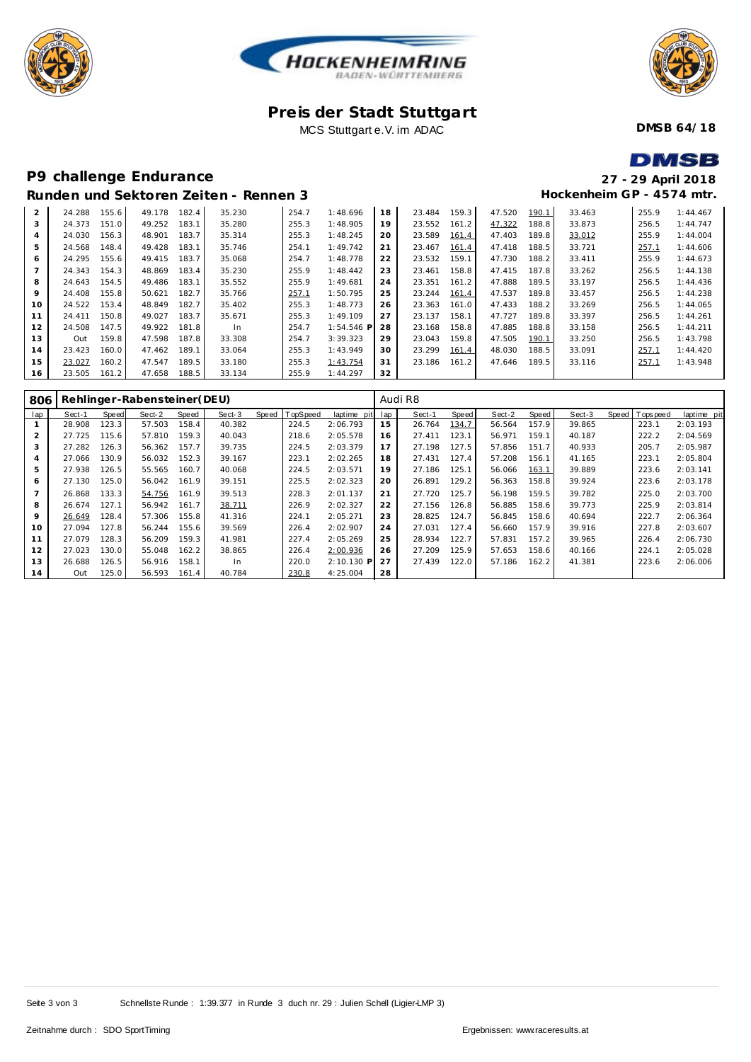# Preis der Stadt Stuttgart

MCS Stuttgart e.V. im ADAC

**DMSB 64/18**

## P9 challenge Endurance

**27 - 29 April 2018**

### Runden und Sektoren Zeiten - Rennen 3

**Hockenheim GP - 4574 mtr.**

| lap | Sect-1 | Speed | Sect-2 | Speed | Sect-3 | Speed | TopSpeed | laptime pit | lap | Sect-1 | Speed | Sect-2 | Speed | Sect-3 | Speed | Topspeed | laptime pit |
|---|---|---|---|---|---|---|---|---|---|---|---|---|---|---|---|---|---|
| 2 | 24.288 | 155.6 | 49.178 | 182.4 | 35.230 | | 254.7 | 1:48.696 | 18 | 23.484 | 159.3 | 47.520 | 190.1 | 33.463 | | 255.9 | 1:44.467 |
| 3 | 24.373 | 151.0 | 49.252 | 183.1 | 35.280 | | 255.3 | 1:48.905 | 19 | 23.552 | 161.2 | 47.322 | 188.8 | 33.873 | | 256.5 | 1:44.747 |
| 4 | 24.030 | 156.3 | 48.901 | 183.7 | 35.314 | | 255.3 | 1:48.245 | 20 | 23.589 | 161.4 | 47.403 | 189.8 | 33.012 | | 255.9 | 1:44.004 |
| 5 | 24.568 | 148.4 | 49.428 | 183.1 | 35.746 | | 254.1 | 1:49.742 | 21 | 23.467 | 161.4 | 47.418 | 188.5 | 33.721 | | 257.1 | 1:44.606 |
| 6 | 24.295 | 155.6 | 49.415 | 183.7 | 35.068 | | 254.7 | 1:48.778 | 22 | 23.532 | 159.1 | 47.730 | 188.2 | 33.411 | | 255.9 | 1:44.673 |
| 7 | 24.343 | 154.3 | 48.869 | 183.4 | 35.230 | | 255.9 | 1:48.442 | 23 | 23.461 | 158.8 | 47.415 | 187.8 | 33.262 | | 256.5 | 1:44.138 |
| 8 | 24.643 | 154.5 | 49.486 | 183.1 | 35.552 | | 255.9 | 1:49.681 | 24 | 23.351 | 161.2 | 47.888 | 189.5 | 33.197 | | 256.5 | 1:44.436 |
| 9 | 24.408 | 155.8 | 50.621 | 182.7 | 35.766 | | 257.1 | 1:50.795 | 25 | 23.244 | 161.4 | 47.537 | 189.8 | 33.457 | | 256.5 | 1:44.238 |
| 10 | 24.522 | 153.4 | 48.849 | 182.7 | 35.402 | | 255.3 | 1:48.773 | 26 | 23.363 | 161.0 | 47.433 | 188.2 | 33.269 | | 256.5 | 1:44.065 |
| 11 | 24.411 | 150.8 | 49.027 | 183.7 | 35.671 | | 255.3 | 1:49.109 | 27 | 23.137 | 158.1 | 47.727 | 189.8 | 33.397 | | 256.5 | 1:44.261 |
| 12 | 24.508 | 147.5 | 49.922 | 181.8 | In | | 254.7 | 1:54.546 P | 28 | 23.168 | 158.8 | 47.885 | 188.8 | 33.158 | | 256.5 | 1:44.211 |
| 13 | Out | 159.8 | 47.598 | 187.8 | 33.308 | | 254.7 | 3:39.323 | 29 | 23.043 | 159.8 | 47.505 | 190.1 | 33.250 | | 256.5 | 1:43.798 |
| 14 | 23.423 | 160.0 | 47.462 | 189.1 | 33.064 | | 255.3 | 1:43.949 | 30 | 23.299 | 161.4 | 48.030 | 188.5 | 33.091 | | 257.1 | 1:44.420 |
| 15 | 23.027 | 160.2 | 47.547 | 189.5 | 33.180 | | 255.3 | 1:43.754 | 31 | 23.186 | 161.2 | 47.646 | 189.5 | 33.116 | | 257.1 | 1:43.948 |
| 16 | 23.505 | 161.2 | 47.658 | 188.5 | 33.134 | | 255.9 | 1:44.297 | 32 | | | | | | | | |

**806 Rehlinger-Rabensteiner(DEU)** — Audi R8

| lap | Sect-1 | Speed | Sect-2 | Speed | Sect-3 | Speed | TopSpeed | laptime pit | lap | Sect-1 | Speed | Sect-2 | Speed | Sect-3 | Speed | Topspeed | laptime pit |
|---|---|---|---|---|---|---|---|---|---|---|---|---|---|---|---|---|---|
| 1 | 28.908 | 123.3 | 57.503 | 158.4 | 40.382 | | 224.5 | 2:06.793 | 15 | 26.764 | 134.7 | 56.564 | 157.9 | 39.865 | | 223.1 | 2:03.193 |
| 2 | 27.725 | 115.6 | 57.810 | 159.3 | 40.043 | | 218.6 | 2:05.578 | 16 | 27.411 | 123.1 | 56.971 | 159.1 | 40.187 | | 222.2 | 2:04.569 |
| 3 | 27.282 | 126.3 | 56.362 | 157.7 | 39.735 | | 224.5 | 2:03.379 | 17 | 27.198 | 127.5 | 57.856 | 151.7 | 40.933 | | 205.7 | 2:05.987 |
| 4 | 27.066 | 130.9 | 56.032 | 152.3 | 39.167 | | 223.1 | 2:02.265 | 18 | 27.431 | 127.4 | 57.208 | 156.1 | 41.165 | | 223.1 | 2:05.804 |
| 5 | 27.938 | 126.5 | 55.565 | 160.7 | 40.068 | | 224.5 | 2:03.571 | 19 | 27.186 | 125.1 | 56.066 | 163.1 | 39.889 | | 223.6 | 2:03.141 |
| 6 | 27.130 | 125.0 | 56.042 | 161.9 | 39.151 | | 225.5 | 2:02.323 | 20 | 26.891 | 129.2 | 56.363 | 158.8 | 39.924 | | 223.6 | 2:03.178 |
| 7 | 26.868 | 133.3 | 54.756 | 161.9 | 39.513 | | 228.3 | 2:01.137 | 21 | 27.720 | 125.7 | 56.198 | 159.5 | 39.782 | | 225.0 | 2:03.700 |
| 8 | 26.674 | 127.1 | 56.942 | 161.7 | 38.711 | | 226.9 | 2:02.327 | 22 | 27.156 | 126.8 | 56.885 | 158.6 | 39.773 | | 225.9 | 2:03.814 |
| 9 | 26.649 | 128.4 | 57.306 | 155.8 | 41.316 | | 224.1 | 2:05.271 | 23 | 28.825 | 124.7 | 56.845 | 158.6 | 40.694 | | 222.7 | 2:06.364 |
| 10 | 27.094 | 127.8 | 56.244 | 155.6 | 39.569 | | 226.4 | 2:02.907 | 24 | 27.031 | 127.4 | 56.660 | 157.9 | 39.916 | | 227.8 | 2:03.607 |
| 11 | 27.079 | 128.3 | 56.209 | 159.3 | 41.981 | | 227.4 | 2:05.269 | 25 | 28.934 | 122.7 | 57.831 | 157.2 | 39.965 | | 226.4 | 2:06.730 |
| 12 | 27.023 | 130.0 | 55.048 | 162.2 | 38.865 | | 226.4 | 2:00.936 | 26 | 27.209 | 125.9 | 57.653 | 158.6 | 40.166 | | 224.1 | 2:05.028 |
| 13 | 26.688 | 126.5 | 56.916 | 158.1 | In | | 220.0 | 2:10.130 P | 27 | 27.439 | 122.0 | 57.186 | 162.2 | 41.381 | | 223.6 | 2:06.006 |
| 14 | Out | 125.0 | 56.593 | 161.4 | 40.784 | | 230.8 | 4:25.004 | 28 | | | | | | | | |

Schnellste Runde : 1:39.377 in Runde 3 duch nr. 29 : Julien Schell (Ligier-LMP 3)

Zeitnahme durch : SDO SportTiming

Ergebnissen: www.raceresults.at